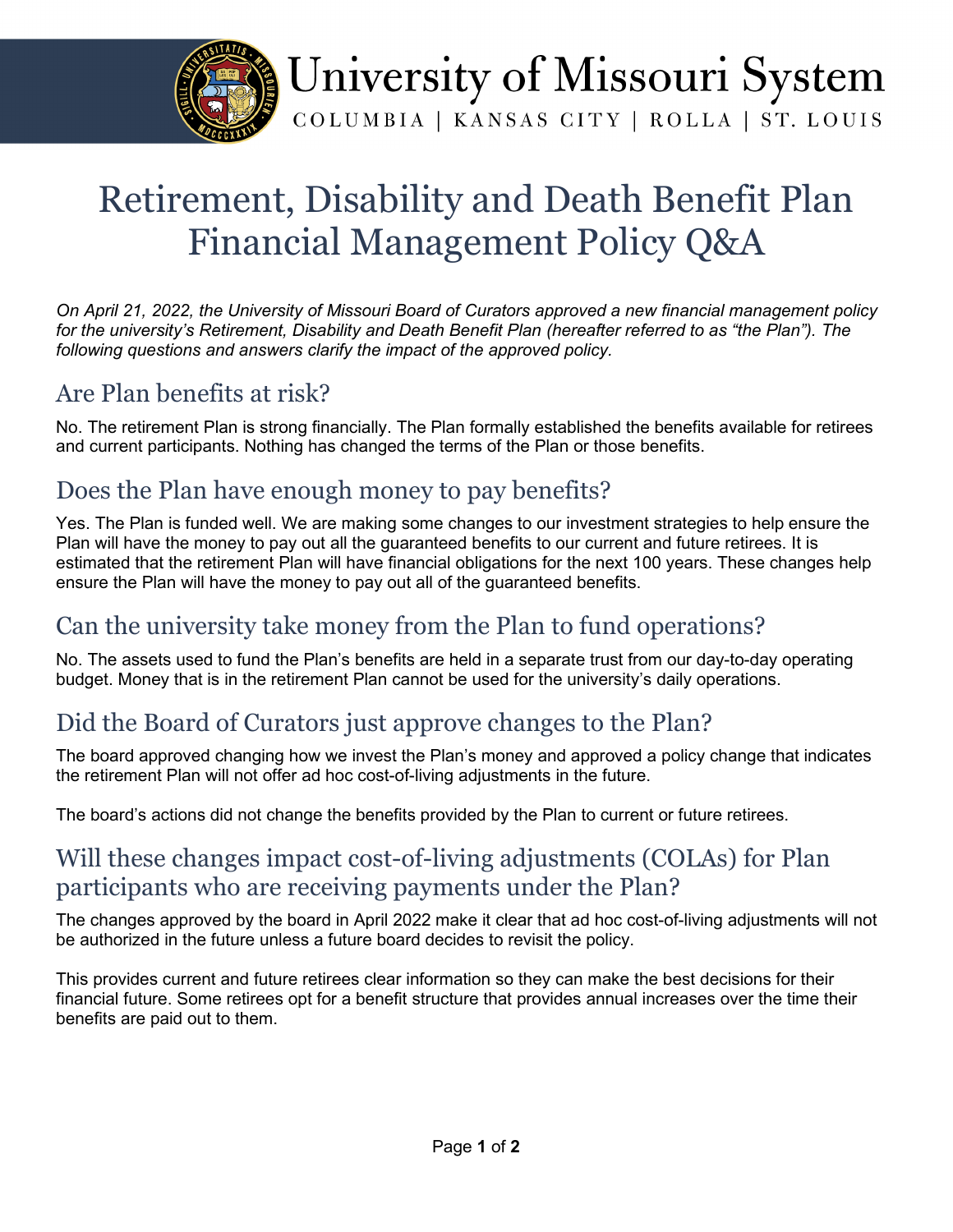University of Missouri System

COLUMBIA | KANSAS CITY | ROLLA | ST. LOUIS

# Retirement, Disability and Death Benefit Plan Financial Management Policy Q&A

*On April 21, 2022, the University of Missouri Board of Curators approved a new financial management policy for the university's Retirement, Disability and Death Benefit Plan (hereafter referred to as "the Plan"). The following questions and answers clarify the impact of the approved policy.*

## Are Plan benefits at risk?

No. The retirement Plan is strong financially. The Plan formally established the benefits available for retirees and current participants. Nothing has changed the terms of the Plan or those benefits.

## Does the Plan have enough money to pay benefits?

Yes. The Plan is funded well. We are making some changes to our investment strategies to help ensure the Plan will have the money to pay out all the guaranteed benefits to our current and future retirees. It is estimated that the retirement Plan will have financial obligations for the next 100 years. These changes help ensure the Plan will have the money to pay out all of the guaranteed benefits.

## Can the university take money from the Plan to fund operations?

No. The assets used to fund the Plan's benefits are held in a separate trust from our day-to-day operating budget. Money that is in the retirement Plan cannot be used for the university's daily operations.

## Did the Board of Curators just approve changes to the Plan?

The board approved changing how we invest the Plan's money and approved a policy change that indicates the retirement Plan will not offer ad hoc cost-of-living adjustments in the future.

The board's actions did not change the benefits provided by the Plan to current or future retirees.

## Will these changes impact cost-of-living adjustments (COLAs) for Plan participants who are receiving payments under the Plan?

The changes approved by the board in April 2022 make it clear that ad hoc cost-of-living adjustments will not be authorized in the future unless a future board decides to revisit the policy.

This provides current and future retirees clear information so they can make the best decisions for their financial future. Some retirees opt for a benefit structure that provides annual increases over the time their benefits are paid out to them.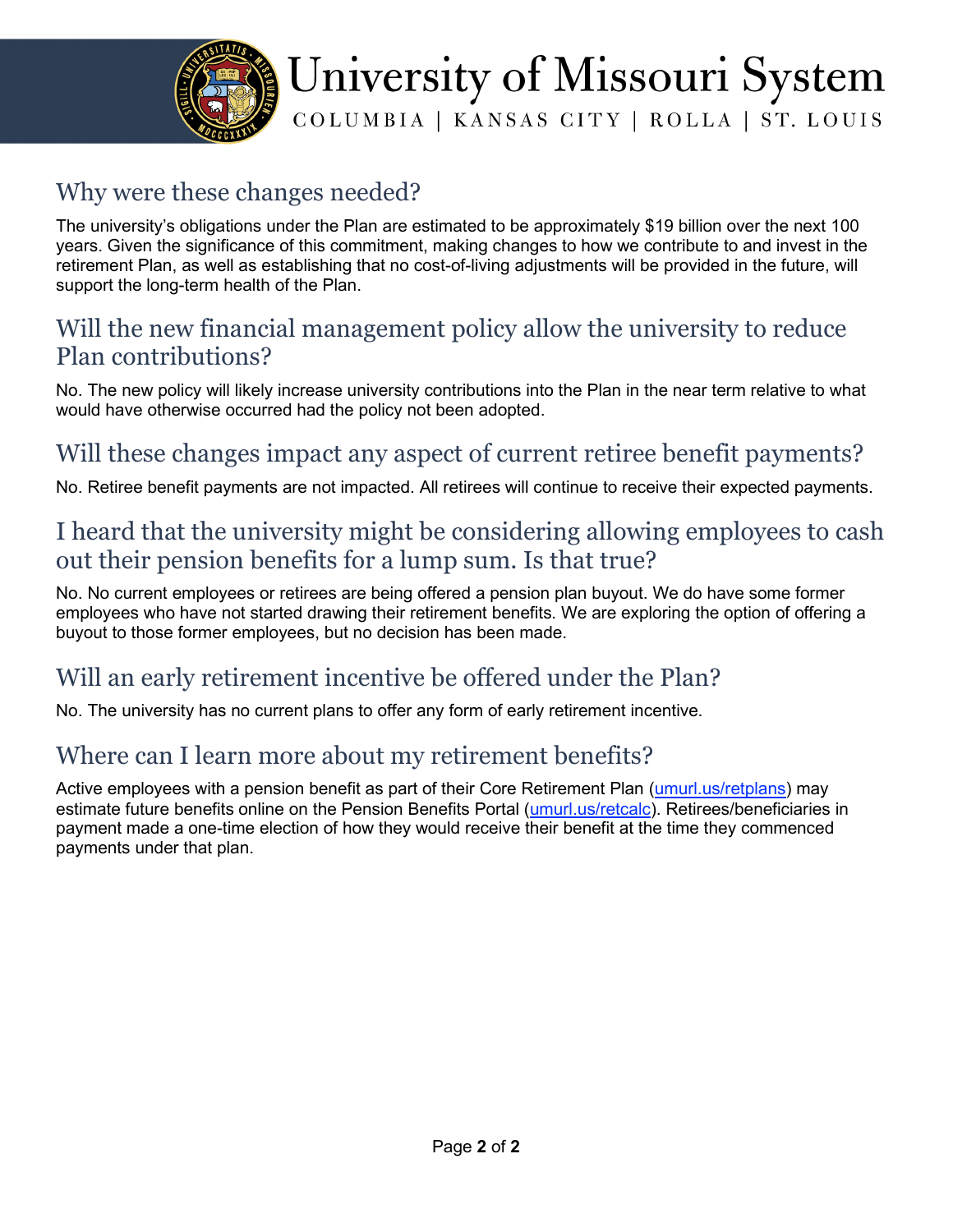## Why were these changes needed?

The university's obligations under the Plan are estimated to be approximately $19 billion over the next 100 years. Given the significance of this commitment, making changes to how we contribute to and invest in the retirement Plan, as well as establishing that no cost-of-living adjustments will be provided in the future, will support the long-term health of the Plan.

## Will the new financial management policy allow the university to reduce Plan contributions?

No. The new policy will likely increase university contributions into the Plan in the near term relative to what would have otherwise occurred had the policy not been adopted.

## Will these changes impact any aspect of current retiree benefit payments?

No. Retiree benefit payments are not impacted. All retirees will continue to receive their expected payments.

## I heard that the university might be considering allowing employees to cash out their pension benefits for a lump sum. Is that true?

No. No current employees or retirees are being offered a pension plan buyout. We do have some former employees who have not started drawing their retirement benefits. We are exploring the option of offering a buyout to those former employees, but no decision has been made.

## Will an early retirement incentive be offered under the Plan?

No. The university has no current plans to offer any form of early retirement incentive.

## Where can I learn more about my retirement benefits?

Active employees with a pension benefit as part of their Core Retirement Plan (umurl.us/retplans) may estimate future benefits online on the Pension Benefits Portal (umurl.us/retcalc). Retirees/beneficiaries in payment made a one-time election of how they would receive their benefit at the time they commenced payments under that plan.